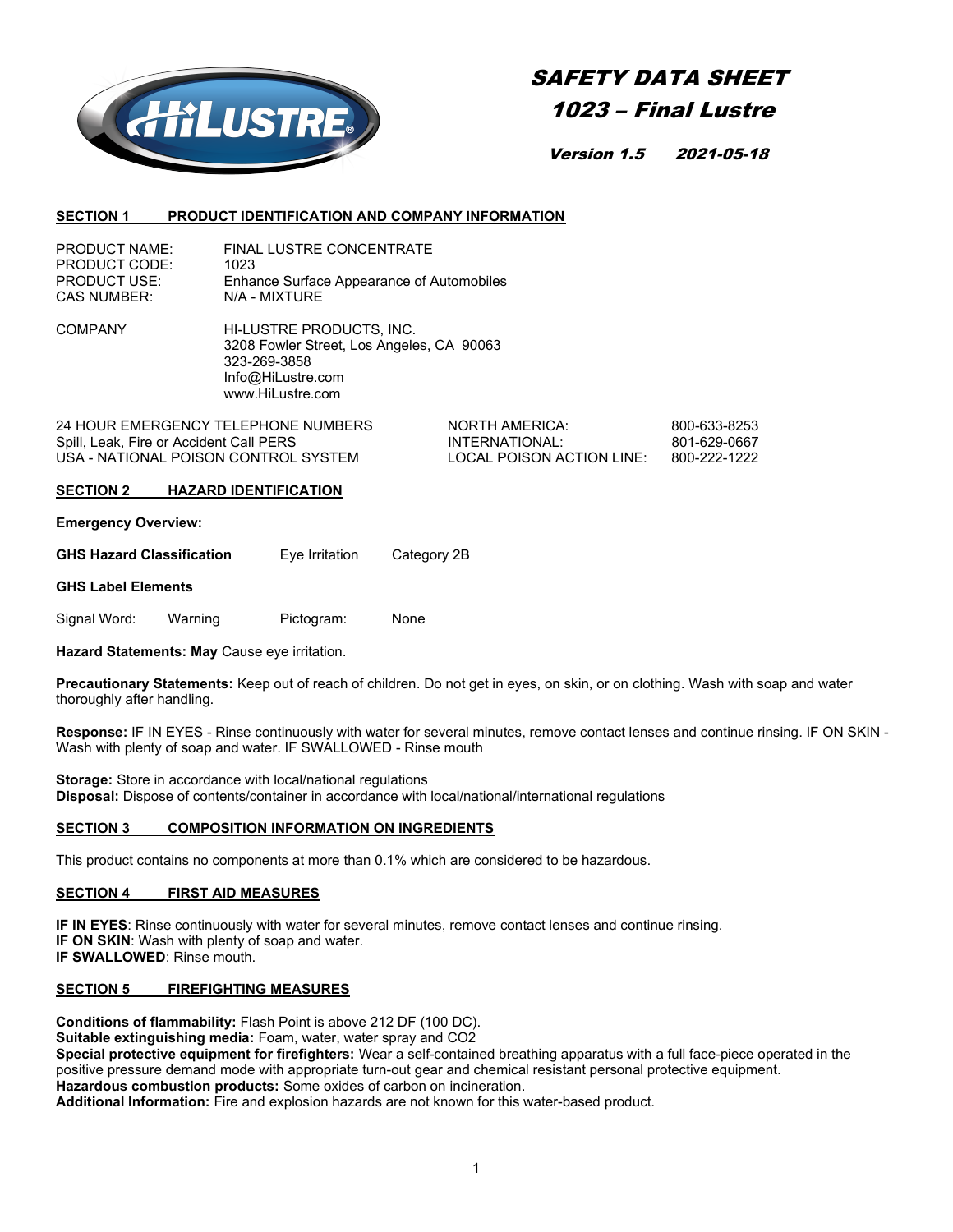# SAFETY DATA SHEET
# 1023 – Final Lustre

**Version 1.5    2021-05-18**

## SECTION 1 PRODUCT IDENTIFICATION AND COMPANY INFORMATION

| | |
|---|---|
| PRODUCT NAME: | FINAL LUSTRE CONCENTRATE |
| PRODUCT CODE: | 1023 |
| PRODUCT USE: | Enhance Surface Appearance of Automobiles |
| CAS NUMBER: | N/A - MIXTURE |

COMPANY

HI-LUSTRE PRODUCTS, INC.
3208 Fowler Street, Los Angeles, CA 90063
323-269-3858
Info@HiLustre.com
www.HiLustre.com

| | | |
|---|---|---|
| 24 HOUR EMERGENCY TELEPHONE NUMBERS | NORTH AMERICA: | 800-633-8253 |
| Spill, Leak, Fire or Accident Call PERS | INTERNATIONAL: | 801-629-0667 |
| USA - NATIONAL POISON CONTROL SYSTEM | LOCAL POISON ACTION LINE: | 800-222-1222 |

## SECTION 2 HAZARD IDENTIFICATION

**Emergency Overview:**

**GHS Hazard Classification** Eye Irritation Category 2B

**GHS Label Elements**

Signal Word: Warning Pictogram: None

**Hazard Statements: May** Cause eye irritation.

**Precautionary Statements:** Keep out of reach of children. Do not get in eyes, on skin, or on clothing. Wash with soap and water thoroughly after handling.

**Response:** IF IN EYES - Rinse continuously with water for several minutes, remove contact lenses and continue rinsing. IF ON SKIN - Wash with plenty of soap and water. IF SWALLOWED - Rinse mouth

**Storage:** Store in accordance with local/national regulations
**Disposal:** Dispose of contents/container in accordance with local/national/international regulations

## SECTION 3 COMPOSITION INFORMATION ON INGREDIENTS

This product contains no components at more than 0.1% which are considered to be hazardous.

## SECTION 4 FIRST AID MEASURES

**IF IN EYES**: Rinse continuously with water for several minutes, remove contact lenses and continue rinsing.
**IF ON SKIN**: Wash with plenty of soap and water.
**IF SWALLOWED**: Rinse mouth.

## SECTION 5 FIREFIGHTING MEASURES

**Conditions of flammability:** Flash Point is above 212 DF (100 DC).
**Suitable extinguishing media:** Foam, water, water spray and CO2
**Special protective equipment for firefighters:** Wear a self-contained breathing apparatus with a full face-piece operated in the positive pressure demand mode with appropriate turn-out gear and chemical resistant personal protective equipment.
**Hazardous combustion products:** Some oxides of carbon on incineration.
**Additional Information:** Fire and explosion hazards are not known for this water-based product.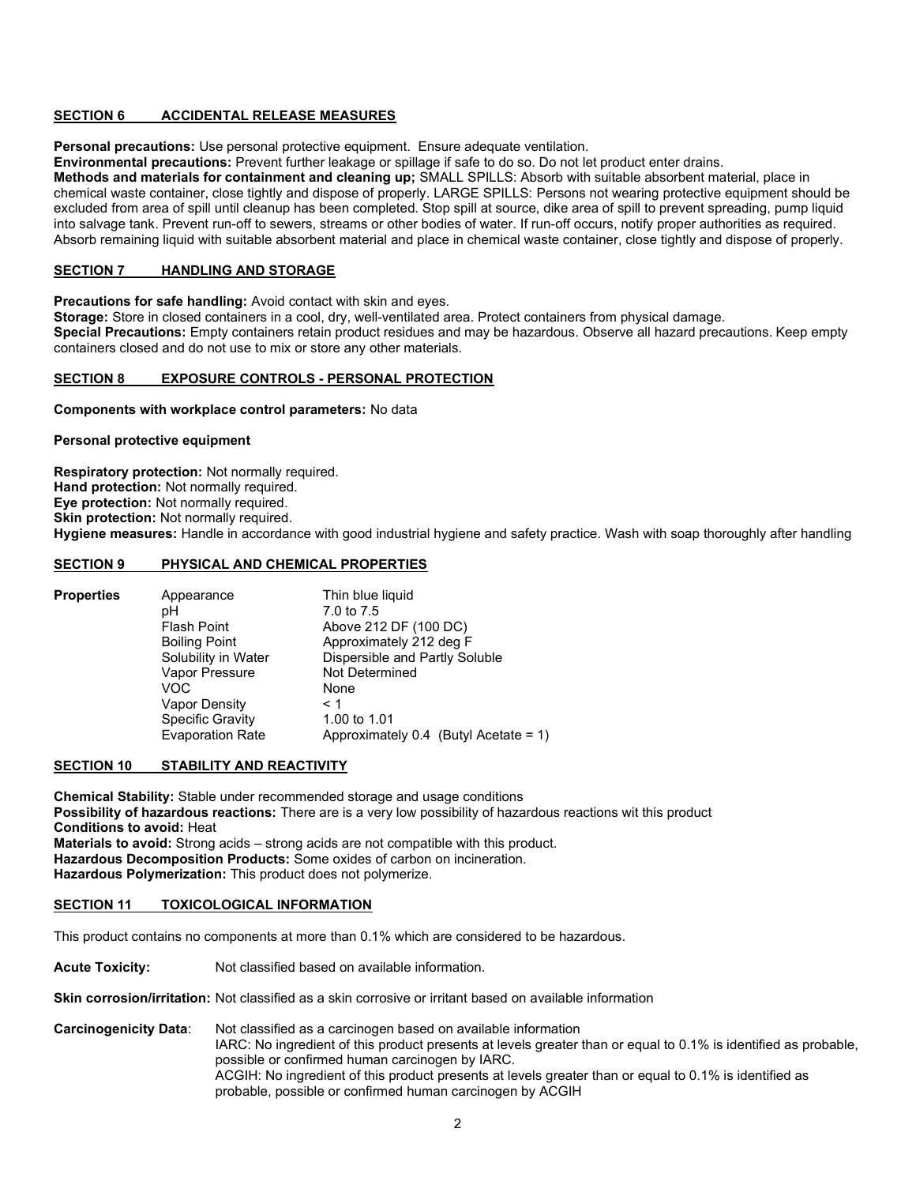## SECTION 6 ACCIDENTAL RELEASE MEASURES

**Personal precautions:** Use personal protective equipment. Ensure adequate ventilation.
**Environmental precautions:** Prevent further leakage or spillage if safe to do so. Do not let product enter drains.
**Methods and materials for containment and cleaning up;** SMALL SPILLS: Absorb with suitable absorbent material, place in chemical waste container, close tightly and dispose of properly. LARGE SPILLS: Persons not wearing protective equipment should be excluded from area of spill until cleanup has been completed. Stop spill at source, dike area of spill to prevent spreading, pump liquid into salvage tank. Prevent run-off to sewers, streams or other bodies of water. If run-off occurs, notify proper authorities as required. Absorb remaining liquid with suitable absorbent material and place in chemical waste container, close tightly and dispose of properly.

## SECTION 7 HANDLING AND STORAGE

**Precautions for safe handling:** Avoid contact with skin and eyes.
**Storage:** Store in closed containers in a cool, dry, well-ventilated area. Protect containers from physical damage.
**Special Precautions:** Empty containers retain product residues and may be hazardous. Observe all hazard precautions. Keep empty containers closed and do not use to mix or store any other materials.

## SECTION 8 EXPOSURE CONTROLS - PERSONAL PROTECTION

**Components with workplace control parameters:** No data

**Personal protective equipment**

**Respiratory protection:** Not normally required.
**Hand protection:** Not normally required.
**Eye protection:** Not normally required.
**Skin protection:** Not normally required.
**Hygiene measures:** Handle in accordance with good industrial hygiene and safety practice. Wash with soap thoroughly after handling

## SECTION 9 PHYSICAL AND CHEMICAL PROPERTIES

| **Properties** | | |
|---|---|---|
| | Appearance | Thin blue liquid |
| | pH | 7.0 to 7.5 |
| | Flash Point | Above 212 DF (100 DC) |
| | Boiling Point | Approximately 212 deg F |
| | Solubility in Water | Dispersible and Partly Soluble |
| | Vapor Pressure | Not Determined |
| | VOC | None |
| | Vapor Density | < 1 |
| | Specific Gravity | 1.00 to 1.01 |
| | Evaporation Rate | Approximately 0.4 (Butyl Acetate = 1) |

## SECTION 10 STABILITY AND REACTIVITY

**Chemical Stability:** Stable under recommended storage and usage conditions
**Possibility of hazardous reactions:** There are is a very low possibility of hazardous reactions wit this product
**Conditions to avoid:** Heat
**Materials to avoid:** Strong acids – strong acids are not compatible with this product.
**Hazardous Decomposition Products:** Some oxides of carbon on incineration.
**Hazardous Polymerization:** This product does not polymerize.

## SECTION 11 TOXICOLOGICAL INFORMATION

This product contains no components at more than 0.1% which are considered to be hazardous.

**Acute Toxicity:** Not classified based on available information.

**Skin corrosion/irritation:** Not classified as a skin corrosive or irritant based on available information

**Carcinogenicity Data**: Not classified as a carcinogen based on available information
IARC: No ingredient of this product presents at levels greater than or equal to 0.1% is identified as probable, possible or confirmed human carcinogen by IARC.
ACGIH: No ingredient of this product presents at levels greater than or equal to 0.1% is identified as probable, possible or confirmed human carcinogen by ACGIH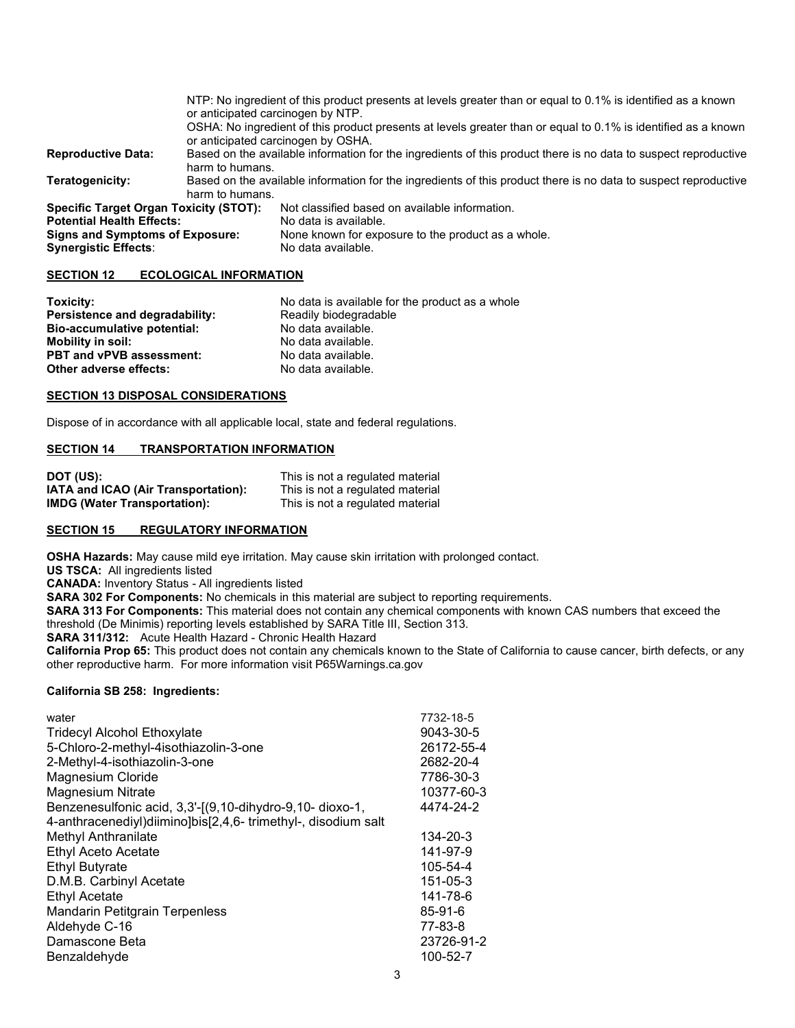NTP: No ingredient of this product presents at levels greater than or equal to 0.1% is identified as a known or anticipated carcinogen by NTP.

OSHA: No ingredient of this product presents at levels greater than or equal to 0.1% is identified as a known or anticipated carcinogen by OSHA.

**Reproductive Data:** Based on the available information for the ingredients of this product there is no data to suspect reproductive harm to humans.

**Teratogenicity:** Based on the available information for the ingredients of this product there is no data to suspect reproductive harm to humans.

**Specific Target Organ Toxicity (STOT):** Not classified based on available information.

**Potential Health Effects:** No data is available.

**Signs and Symptoms of Exposure:** None known for exposure to the product as a whole.

**Synergistic Effects**: No data available.

## SECTION 12 ECOLOGICAL INFORMATION

**Toxicity:** No data is available for the product as a whole

**Persistence and degradability:** Readily biodegradable

**Bio-accumulative potential:** No data available.

**Mobility in soil:** No data available.

**PBT and vPVB assessment:** No data available.

**Other adverse effects:** No data available.

## SECTION 13 DISPOSAL CONSIDERATIONS

Dispose of in accordance with all applicable local, state and federal regulations.

## SECTION 14 TRANSPORTATION INFORMATION

**DOT (US):** This is not a regulated material

**IATA and ICAO (Air Transportation):** This is not a regulated material

**IMDG (Water Transportation):** This is not a regulated material

## SECTION 15 REGULATORY INFORMATION

**OSHA Hazards:** May cause mild eye irritation. May cause skin irritation with prolonged contact.

**US TSCA:** All ingredients listed

**CANADA:** Inventory Status - All ingredients listed

**SARA 302 For Components:** No chemicals in this material are subject to reporting requirements.

**SARA 313 For Components:** This material does not contain any chemical components with known CAS numbers that exceed the threshold (De Minimis) reporting levels established by SARA Title III, Section 313.

**SARA 311/312:** Acute Health Hazard - Chronic Health Hazard

**California Prop 65:** This product does not contain any chemicals known to the State of California to cause cancer, birth defects, or any other reproductive harm. For more information visit P65Warnings.ca.gov

**California SB 258: Ingredients:**

| Ingredient | CAS |
|---|---|
| water | 7732-18-5 |
| Tridecyl Alcohol Ethoxylate | 9043-30-5 |
| 5-Chloro-2-methyl-4isothiazolin-3-one | 26172-55-4 |
| 2-Methyl-4-isothiazolin-3-one | 2682-20-4 |
| Magnesium Cloride | 7786-30-3 |
| Magnesium Nitrate | 10377-60-3 |
| Benzenesulfonic acid, 3,3'-[(9,10-dihydro-9,10- dioxo-1, 4-anthracenediyl)diimino]bis[2,4,6- trimethyl-, disodium salt | 4474-24-2 |
| Methyl Anthranilate | 134-20-3 |
| Ethyl Aceto Acetate | 141-97-9 |
| Ethyl Butyrate | 105-54-4 |
| D.M.B. Carbinyl Acetate | 151-05-3 |
| Ethyl Acetate | 141-78-6 |
| Mandarin Petitgrain Terpenless | 85-91-6 |
| Aldehyde C-16 | 77-83-8 |
| Damascone Beta | 23726-91-2 |
| Benzaldehyde | 100-52-7 |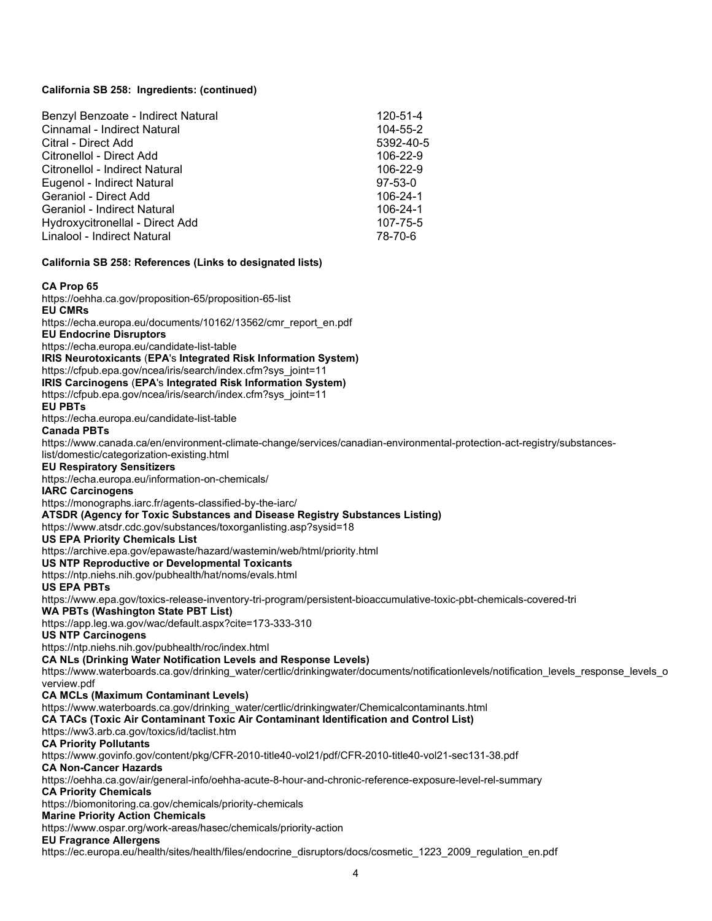**California SB 258: Ingredients: (continued)**

| Ingredient | CAS |
|---|---|
| Benzyl Benzoate - Indirect Natural | 120-51-4 |
| Cinnamal - Indirect Natural | 104-55-2 |
| Citral - Direct Add | 5392-40-5 |
| Citronellol - Direct Add | 106-22-9 |
| Citronellol - Indirect Natural | 106-22-9 |
| Eugenol - Indirect Natural | 97-53-0 |
| Geraniol - Direct Add | 106-24-1 |
| Geraniol - Indirect Natural | 106-24-1 |
| Hydroxycitronellal - Direct Add | 107-75-5 |
| Linalool - Indirect Natural | 78-70-6 |

**California SB 258: References (Links to designated lists)**

**CA Prop 65**
https://oehha.ca.gov/proposition-65/proposition-65-list

**EU CMRs**
https://echa.europa.eu/documents/10162/13562/cmr_report_en.pdf

**EU Endocrine Disruptors**
https://echa.europa.eu/candidate-list-table

**IRIS Neurotoxicants (EPA's Integrated Risk Information System)**
https://cfpub.epa.gov/ncea/iris/search/index.cfm?sys_joint=11

**IRIS Carcinogens (EPA's Integrated Risk Information System)**
https://cfpub.epa.gov/ncea/iris/search/index.cfm?sys_joint=11

**EU PBTs**
https://echa.europa.eu/candidate-list-table

**Canada PBTs**
https://www.canada.ca/en/environment-climate-change/services/canadian-environmental-protection-act-registry/substances-list/domestic/categorization-existing.html

**EU Respiratory Sensitizers**
https://echa.europa.eu/information-on-chemicals/

**IARC Carcinogens**
https://monographs.iarc.fr/agents-classified-by-the-iarc/

**ATSDR (Agency for Toxic Substances and Disease Registry Substances Listing)**
https://www.atsdr.cdc.gov/substances/toxorganlisting.asp?sysid=18

**US EPA Priority Chemicals List**
https://archive.epa.gov/epawaste/hazard/wastemin/web/html/priority.html

**US NTP Reproductive or Developmental Toxicants**
https://ntp.niehs.nih.gov/pubhealth/hat/noms/evals.html

**US EPA PBTs**
https://www.epa.gov/toxics-release-inventory-tri-program/persistent-bioaccumulative-toxic-pbt-chemicals-covered-tri

**WA PBTs (Washington State PBT List)**
https://app.leg.wa.gov/wac/default.aspx?cite=173-333-310

**US NTP Carcinogens**
https://ntp.niehs.nih.gov/pubhealth/roc/index.html

**CA NLs (Drinking Water Notification Levels and Response Levels)**
https://www.waterboards.ca.gov/drinking_water/certlic/drinkingwater/documents/notificationlevels/notification_levels_response_levels_overview.pdf

**CA MCLs (Maximum Contaminant Levels)**
https://www.waterboards.ca.gov/drinking_water/certlic/drinkingwater/Chemicalcontaminants.html

**CA TACs (Toxic Air Contaminant Toxic Air Contaminant Identification and Control List)**
https://ww3.arb.ca.gov/toxics/id/taclist.htm

**CA Priority Pollutants**
https://www.govinfo.gov/content/pkg/CFR-2010-title40-vol21/pdf/CFR-2010-title40-vol21-sec131-38.pdf

**CA Non-Cancer Hazards**
https://oehha.ca.gov/air/general-info/oehha-acute-8-hour-and-chronic-reference-exposure-level-rel-summary

**CA Priority Chemicals**
https://biomonitoring.ca.gov/chemicals/priority-chemicals

**Marine Priority Action Chemicals**
https://www.ospar.org/work-areas/hasec/chemicals/priority-action

**EU Fragrance Allergens**
https://ec.europa.eu/health/sites/health/files/endocrine_disruptors/docs/cosmetic_1223_2009_regulation_en.pdf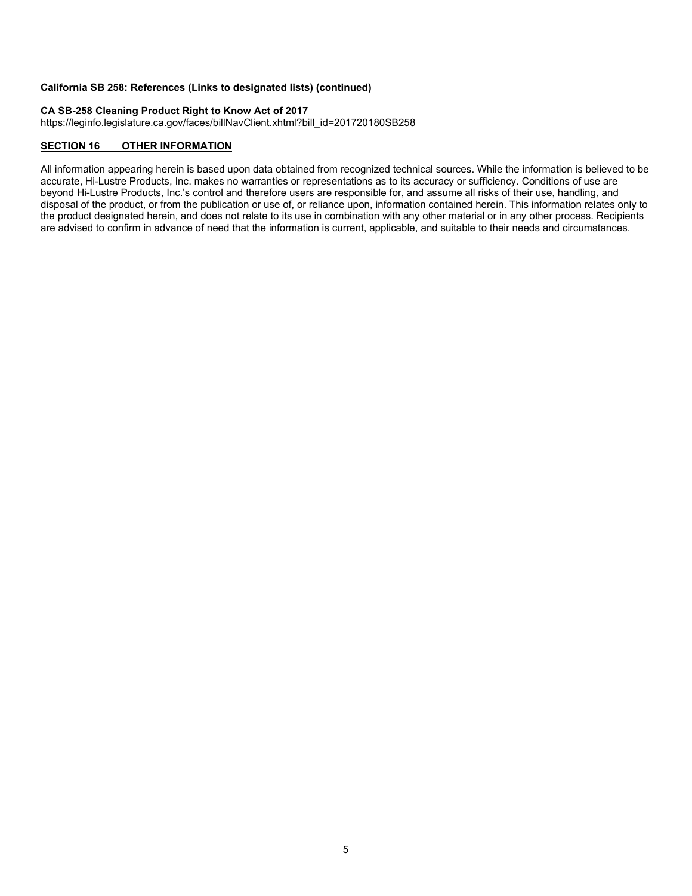**California SB 258: References (Links to designated lists) (continued)**

**CA SB-258 Cleaning Product Right to Know Act of 2017**
https://leginfo.legislature.ca.gov/faces/billNavClient.xhtml?bill_id=201720180SB258

## SECTION 16 OTHER INFORMATION

All information appearing herein is based upon data obtained from recognized technical sources. While the information is believed to be accurate, Hi-Lustre Products, Inc. makes no warranties or representations as to its accuracy or sufficiency. Conditions of use are beyond Hi-Lustre Products, Inc.'s control and therefore users are responsible for, and assume all risks of their use, handling, and disposal of the product, or from the publication or use of, or reliance upon, information contained herein. This information relates only to the product designated herein, and does not relate to its use in combination with any other material or in any other process. Recipients are advised to confirm in advance of need that the information is current, applicable, and suitable to their needs and circumstances.